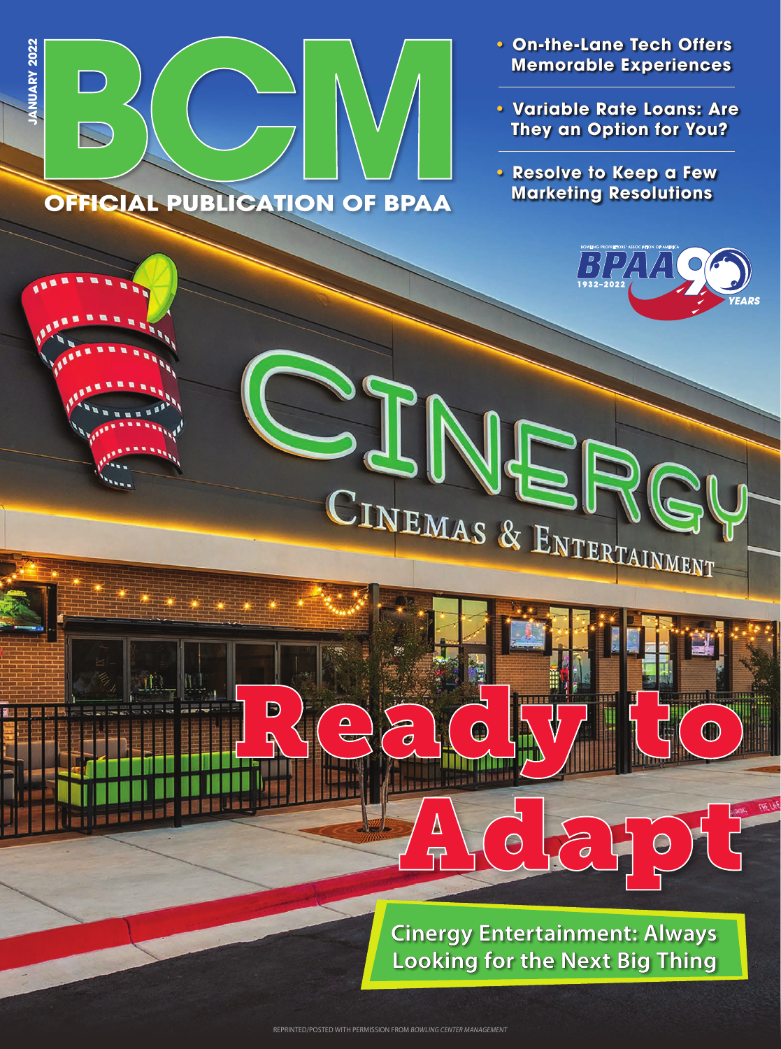JANUARY 2022

# BCM

OFFICIAL PUBLICATION OF BPAA

- **On-the-Lane Tech Offers Memorable Experiences**
- **Variable Rate Loans: Are They an Option for You?**
- **Resolve to Keep a Few Marketing Resolutions**

BOWLING PROPRIETORS' ASSOCIATION OF AMERICA BPAA 90 YEARS 1932–2022

CINERGY CINEMAS & ENTERTAINMENT

# Ready to Adapt

**Cinergy Entertainment: Always Looking for the Next Big Thing**

REPRINTED/POSTED WITH PERMISSION FROM *BOWLING CENTER MANAGEMENT*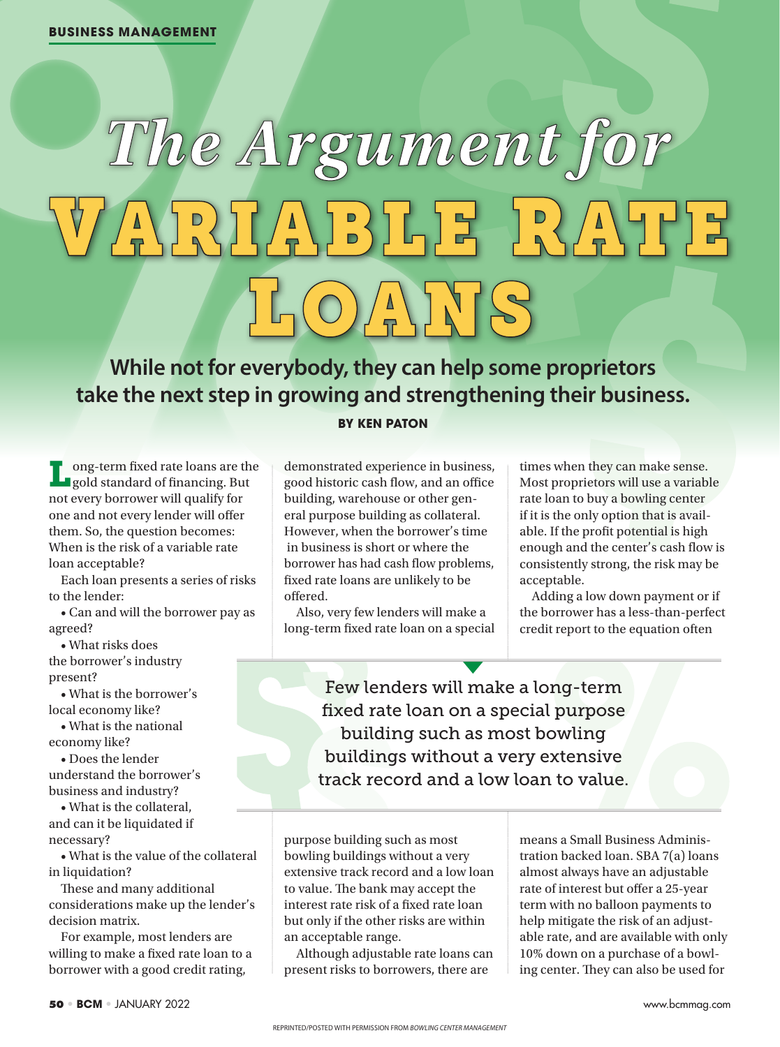# The Argument for VARIABLE RATE LOANS

**While not for everybody, they can help some proprietors take the next step in growing and strengthening their business.**

**BY KEN PATON**

Long-term fixed rate loans are the gold standard of financing. But not every borrower will qualify for one and not every lender will offer them. So, the question becomes: When is the risk of a variable rate loan acceptable?

Each loan presents a series of risks to the lender:

- Can and will the borrower pay as agreed?
- What risks does the borrower's industry present?
- What is the borrower's local economy like?
- What is the national economy like?
- Does the lender understand the borrower's business and industry?
- What is the collateral, and can it be liquidated if necessary?
- What is the value of the collateral in liquidation?

These and many additional considerations make up the lender's decision matrix.

For example, most lenders are willing to make a fixed rate loan to a borrower with a good credit rating, demonstrated experience in business, good historic cash flow, and an office building, warehouse or other general purpose building as collateral. However, when the borrower's time in business is short or where the borrower has had cash flow problems, fixed rate loans are unlikely to be offered.

Also, very few lenders will make a long-term fixed rate loan on a special purpose building such as most bowling buildings without a very extensive track record and a low loan to value. The bank may accept the interest rate risk of a fixed rate loan but only if the other risks are within an acceptable range.

> Few lenders will make a long-term fixed rate loan on a special purpose building such as most bowling buildings without a very extensive track record and a low loan to value.

Although adjustable rate loans can present risks to borrowers, there are times when they can make sense. Most proprietors will use a variable rate loan to buy a bowling center if it is the only option that is available. If the profit potential is high enough and the center's cash flow is consistently strong, the risk may be acceptable.

Adding a low down payment or if the borrower has a less-than-perfect credit report to the equation often means a Small Business Administration backed loan. SBA 7(a) loans almost always have an adjustable rate of interest but offer a 25-year term with no balloon payments to help mitigate the risk of an adjustable rate, and are available with only 10% down on a purchase of a bowling center. They can also be used for

REPRINTED/POSTED WITH PERMISSION FROM *BOWLING CENTER MANAGEMENT*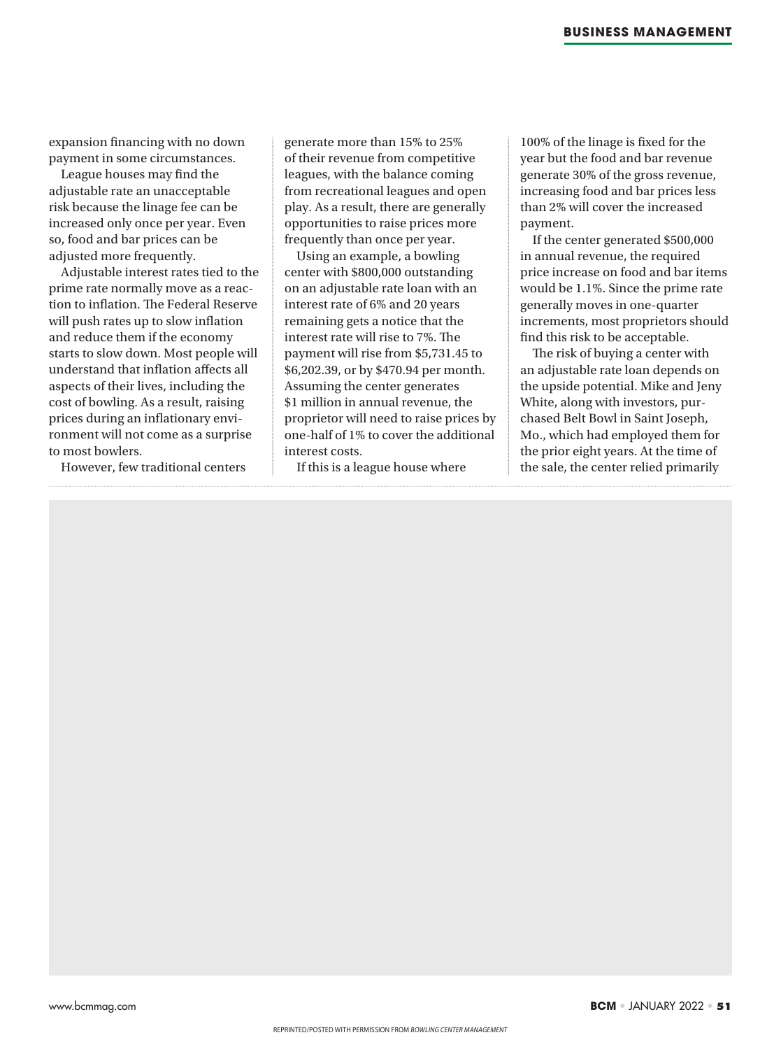expansion financing with no down payment in some circumstances.

League houses may find the adjustable rate an unacceptable risk because the linage fee can be increased only once per year. Even so, food and bar prices can be adjusted more frequently.

Adjustable interest rates tied to the prime rate normally move as a reaction to inflation. The Federal Reserve will push rates up to slow inflation and reduce them if the economy starts to slow down. Most people will understand that inflation affects all aspects of their lives, including the cost of bowling. As a result, raising prices during an inflationary environment will not come as a surprise to most bowlers.

However, few traditional centers generate more than 15% to 25% of their revenue from competitive leagues, with the balance coming from recreational leagues and open play. As a result, there are generally opportunities to raise prices more frequently than once per year.

Using an example, a bowling center with $800,000 outstanding on an adjustable rate loan with an interest rate of 6% and 20 years remaining gets a notice that the interest rate will rise to 7%. The payment will rise from $5,731.45 to $6,202.39, or by $470.94 per month. Assuming the center generates $1 million in annual revenue, the proprietor will need to raise prices by one-half of 1% to cover the additional interest costs.

If this is a league house where 100% of the linage is fixed for the year but the food and bar revenue generate 30% of the gross revenue, increasing food and bar prices less than 2% will cover the increased payment.

If the center generated $500,000 in annual revenue, the required price increase on food and bar items would be 1.1%. Since the prime rate generally moves in one-quarter increments, most proprietors should find this risk to be acceptable.

The risk of buying a center with an adjustable rate loan depends on the upside potential. Mike and Jeny White, along with investors, purchased Belt Bowl in Saint Joseph, Mo., which had employed them for the prior eight years. At the time of the sale, the center relied primarily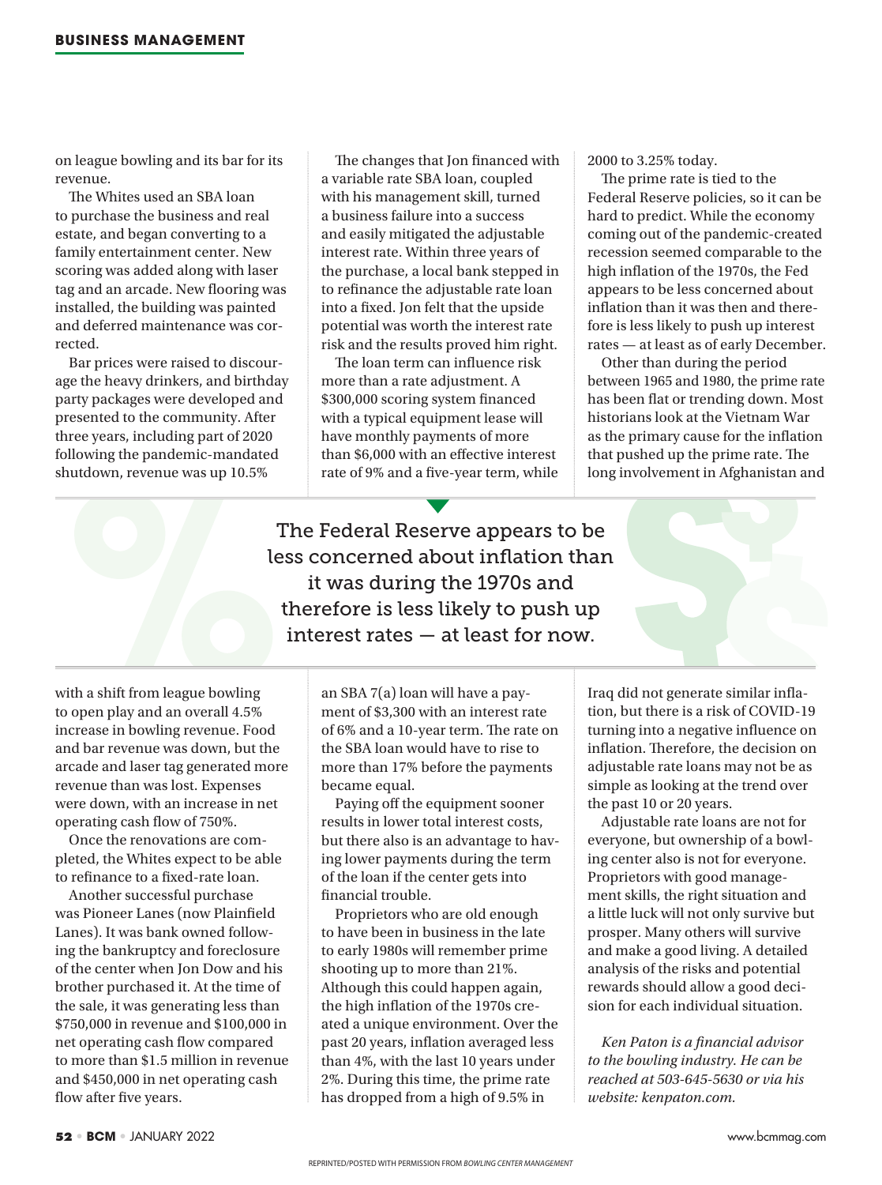on league bowling and its bar for its revenue.

The Whites used an SBA loan to purchase the business and real estate, and began converting to a family entertainment center. New scoring was added along with laser tag and an arcade. New flooring was installed, the building was painted and deferred maintenance was corrected.

Bar prices were raised to discourage the heavy drinkers, and birthday party packages were developed and presented to the community. After three years, including part of 2020 following the pandemic-mandated shutdown, revenue was up 10.5% with a shift from league bowling to open play and an overall 4.5% increase in bowling revenue. Food and bar revenue was down, but the arcade and laser tag generated more revenue than was lost. Expenses were down, with an increase in net operating cash flow of 750%.

Once the renovations are completed, the Whites expect to be able to refinance to a fixed-rate loan.

Another successful purchase was Pioneer Lanes (now Plainfield Lanes). It was bank owned following the bankruptcy and foreclosure of the center when Jon Dow and his brother purchased it. At the time of the sale, it was generating less than $750,000 in revenue and $100,000 in net operating cash flow compared to more than $1.5 million in revenue and $450,000 in net operating cash flow after five years.

The changes that Jon financed with a variable rate SBA loan, coupled with his management skill, turned a business failure into a success and easily mitigated the adjustable interest rate. Within three years of the purchase, a local bank stepped in to refinance the adjustable rate loan into a fixed. Jon felt that the upside potential was worth the interest rate risk and the results proved him right.

The loan term can influence risk more than a rate adjustment. A $300,000 scoring system financed with a typical equipment lease will have monthly payments of more than $6,000 with an effective interest rate of 9% and a five-year term, while an SBA 7(a) loan will have a payment of $3,300 with an interest rate of 6% and a 10-year term. The rate on the SBA loan would have to rise to more than 17% before the payments became equal.

Paying off the equipment sooner results in lower total interest costs, but there also is an advantage to having lower payments during the term of the loan if the center gets into financial trouble.

Proprietors who are old enough to have been in business in the late to early 1980s will remember prime shooting up to more than 21%. Although this could happen again, the high inflation of the 1970s created a unique environment. Over the past 20 years, inflation averaged less than 4%, with the last 10 years under 2%. During this time, the prime rate has dropped from a high of 9.5% in 2000 to 3.25% today.

The prime rate is tied to the Federal Reserve policies, so it can be hard to predict. While the economy coming out of the pandemic-created recession seemed comparable to the high inflation of the 1970s, the Fed appears to be less concerned about inflation than it was then and therefore is less likely to push up interest rates — at least as of early December.

Other than during the period between 1965 and 1980, the prime rate has been flat or trending down. Most historians look at the Vietnam War as the primary cause for the inflation that pushed up the prime rate. The long involvement in Afghanistan and Iraq did not generate similar inflation, but there is a risk of COVID-19 turning into a negative influence on inflation. Therefore, the decision on adjustable rate loans may not be as simple as looking at the trend over the past 10 or 20 years.

> The Federal Reserve appears to be less concerned about inflation than it was during the 1970s and therefore is less likely to push up interest rates — at least for now.

Adjustable rate loans are not for everyone, but ownership of a bowling center also is not for everyone. Proprietors with good management skills, the right situation and a little luck will not only survive but prosper. Many others will survive and make a good living. A detailed analysis of the risks and potential rewards should allow a good decision for each individual situation.

*Ken Paton is a financial advisor to the bowling industry. He can be reached at 503-645-5630 or via his website: kenpaton.com.*

REPRINTED/POSTED WITH PERMISSION FROM *BOWLING CENTER MANAGEMENT*